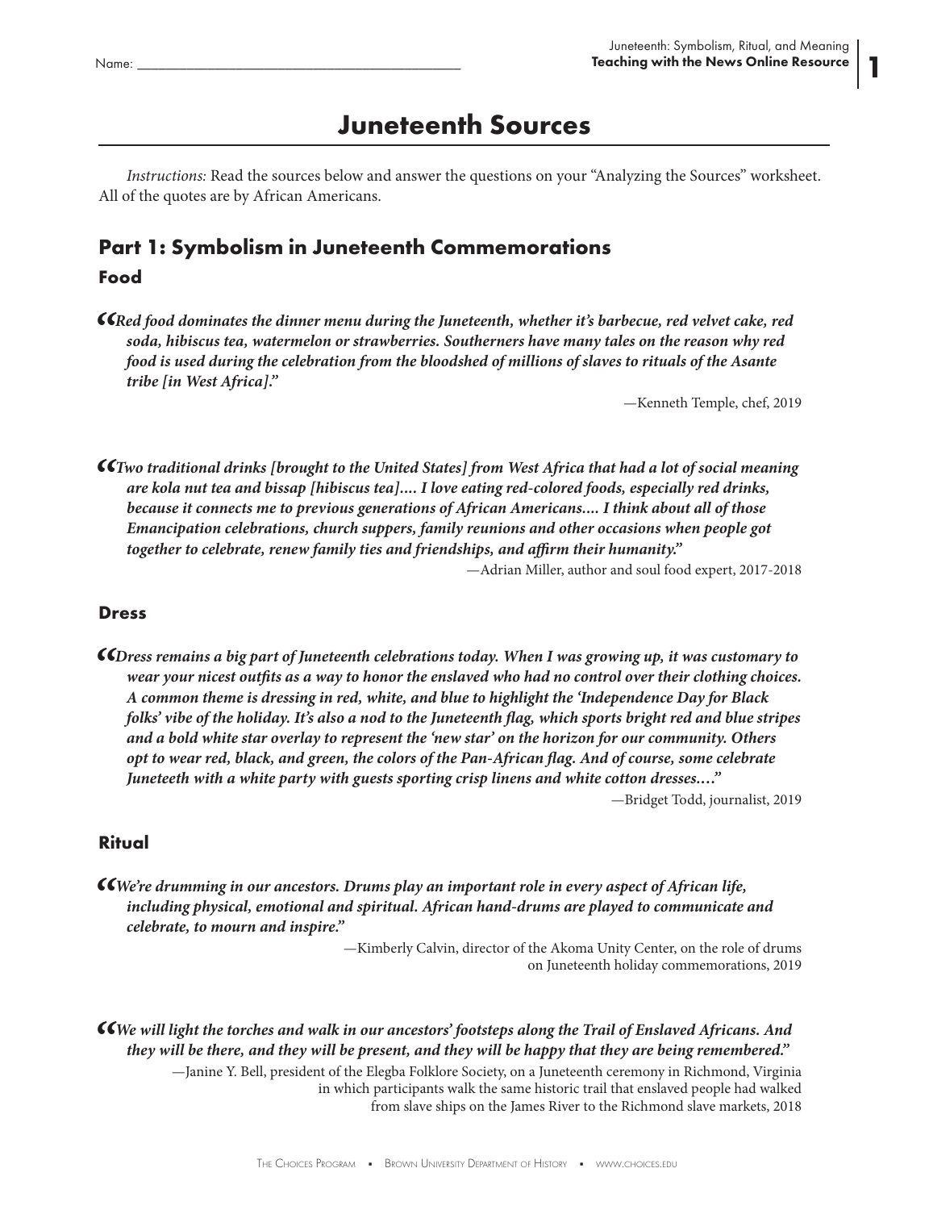Name: ____________________________________________

# Juneteenth Sources

*Instructions:* Read the sources below and answer the questions on your "Analyzing the Sources" worksheet. All of the quotes are by African Americans.

## Part 1: Symbolism in Juneteenth Commemorations

### Food

> ***"Red food dominates the dinner menu during the Juneteenth, whether it's barbecue, red velvet cake, red soda, hibiscus tea, watermelon or strawberries. Southerners have many tales on the reason why red food is used during the celebration from the bloodshed of millions of slaves to rituals of the Asante tribe [in West Africa]."***
>
> —Kenneth Temple, chef, 2019

> ***"Two traditional drinks [brought to the United States] from West Africa that had a lot of social meaning are kola nut tea and bissap [hibiscus tea].... I love eating red-colored foods, especially red drinks, because it connects me to previous generations of African Americans.... I think about all of those Emancipation celebrations, church suppers, family reunions and other occasions when people got together to celebrate, renew family ties and friendships, and affirm their humanity."***
>
> —Adrian Miller, author and soul food expert, 2017-2018

### Dress

> ***"Dress remains a big part of Juneteenth celebrations today. When I was growing up, it was customary to wear your nicest outfits as a way to honor the enslaved who had no control over their clothing choices. A common theme is dressing in red, white, and blue to highlight the 'Independence Day for Black folks' vibe of the holiday. It's also a nod to the Juneteenth flag, which sports bright red and blue stripes and a bold white star overlay to represent the 'new star' on the horizon for our community. Others opt to wear red, black, and green, the colors of the Pan-African flag. And of course, some celebrate Juneteenth with a white party with guests sporting crisp linens and white cotton dresses...."***
>
> —Bridget Todd, journalist, 2019

### Ritual

> ***"We're drumming in our ancestors. Drums play an important role in every aspect of African life, including physical, emotional and spiritual. African hand-drums are played to communicate and celebrate, to mourn and inspire."***
>
> —Kimberly Calvin, director of the Akoma Unity Center, on the role of drums on Juneteenth holiday commemorations, 2019

> ***"We will light the torches and walk in our ancestors' footsteps along the Trail of Enslaved Africans. And they will be there, and they will be present, and they will be happy that they are being remembered."***
>
> —Janine Y. Bell, president of the Elegba Folklore Society, on a Juneteenth ceremony in Richmond, Virginia in which participants walk the same historic trail that enslaved people had walked from slave ships on the James River to the Richmond slave markets, 2018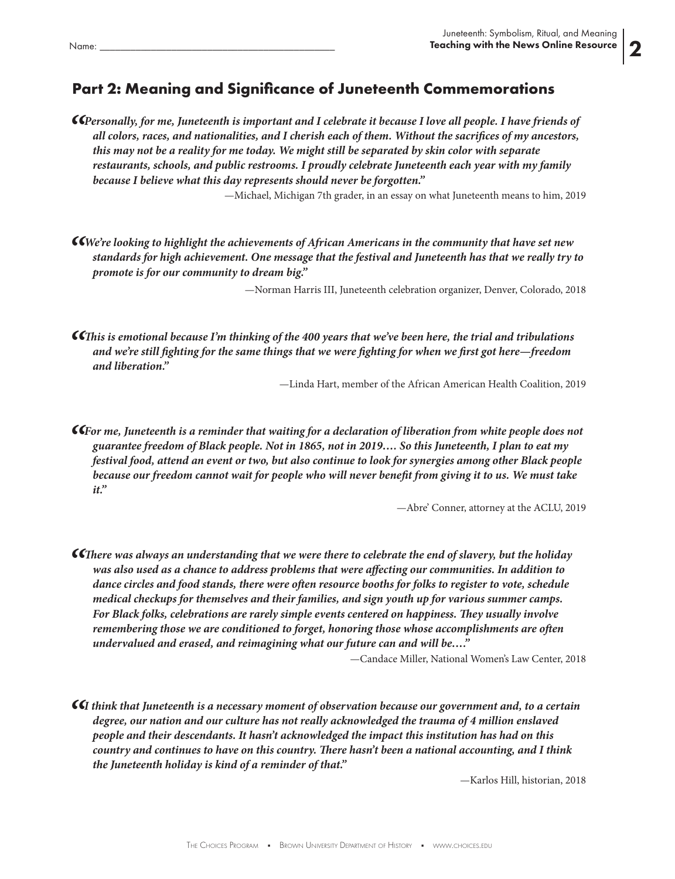Name: ___________________________________________

## Part 2: Meaning and Significance of Juneteenth Commemorations

> ***"Personally, for me, Juneteenth is important and I celebrate it because I love all people. I have friends of all colors, races, and nationalities, and I cherish each of them. Without the sacrifices of my ancestors, this may not be a reality for me today. We might still be separated by skin color with separate restaurants, schools, and public restrooms. I proudly celebrate Juneteenth each year with my family because I believe what this day represents should never be forgotten."***
>
> —Michael, Michigan 7th grader, in an essay on what Juneteenth means to him, 2019

> ***"We're looking to highlight the achievements of African Americans in the community that have set new standards for high achievement. One message that the festival and Juneteenth has that we really try to promote is for our community to dream big."***
>
> —Norman Harris III, Juneteenth celebration organizer, Denver, Colorado, 2018

> ***"This is emotional because I'm thinking of the 400 years that we've been here, the trial and tribulations and we're still fighting for the same things that we were fighting for when we first got here—freedom and liberation."***
>
> —Linda Hart, member of the African American Health Coalition, 2019

> ***"For me, Juneteenth is a reminder that waiting for a declaration of liberation from white people does not guarantee freedom of Black people. Not in 1865, not in 2019.… So this Juneteenth, I plan to eat my festival food, attend an event or two, but also continue to look for synergies among other Black people because our freedom cannot wait for people who will never benefit from giving it to us. We must take it."***
>
> —Abre' Conner, attorney at the ACLU, 2019

> ***"There was always an understanding that we were there to celebrate the end of slavery, but the holiday was also used as a chance to address problems that were affecting our communities. In addition to dance circles and food stands, there were often resource booths for folks to register to vote, schedule medical checkups for themselves and their families, and sign youth up for various summer camps. For Black folks, celebrations are rarely simple events centered on happiness. They usually involve remembering those we are conditioned to forget, honoring those whose accomplishments are often undervalued and erased, and reimagining what our future can and will be…"***
>
> —Candace Miller, National Women's Law Center, 2018

> ***"I think that Juneteenth is a necessary moment of observation because our government and, to a certain degree, our nation and our culture has not really acknowledged the trauma of 4 million enslaved people and their descendants. It hasn't acknowledged the impact this institution has had on this country and continues to have on this country. There hasn't been a national accounting, and I think the Juneteenth holiday is kind of a reminder of that."***
>
> —Karlos Hill, historian, 2018